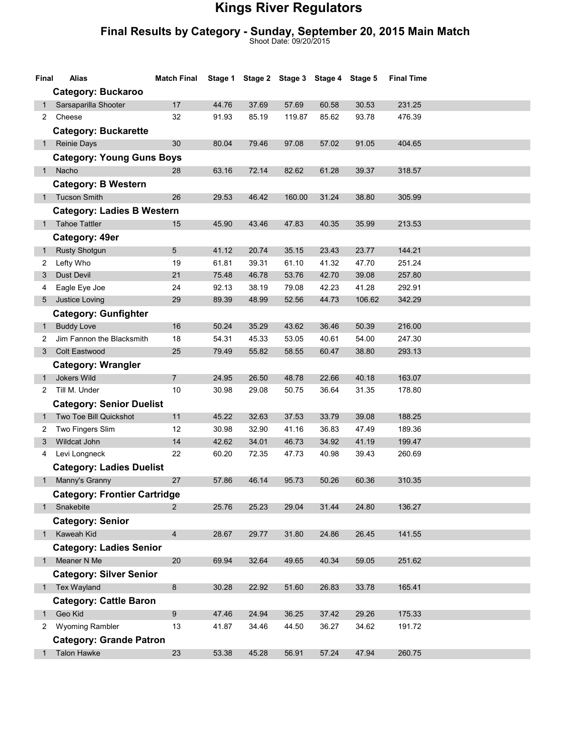# Kings River Regulators

## Final Results by Category - Sunday, September 20, 2015 Main Match

Shoot Date: 09/20/2015

| Final | Alias | Match Final | Stage 1 | Stage 2 | Stage 3 | Stage 4 | Stage 5 | Final Time |
|---|---|---|---|---|---|---|---|---|
| | **Category: Buckaroo** | | | | | | | |
| 1 | Sarsaparilla Shooter | 17 | 44.76 | 37.69 | 57.69 | 60.58 | 30.53 | 231.25 |
| 2 | Cheese | 32 | 91.93 | 85.19 | 119.87 | 85.62 | 93.78 | 476.39 |
| | **Category: Buckarette** | | | | | | | |
| 1 | Reinie Days | 30 | 80.04 | 79.46 | 97.08 | 57.02 | 91.05 | 404.65 |
| | **Category: Young Guns Boys** | | | | | | | |
| 1 | Nacho | 28 | 63.16 | 72.14 | 82.62 | 61.28 | 39.37 | 318.57 |
| | **Category: B Western** | | | | | | | |
| 1 | Tucson Smith | 26 | 29.53 | 46.42 | 160.00 | 31.24 | 38.80 | 305.99 |
| | **Category: Ladies B Western** | | | | | | | |
| 1 | Tahoe Tattler | 15 | 45.90 | 43.46 | 47.83 | 40.35 | 35.99 | 213.53 |
| | **Category: 49er** | | | | | | | |
| 1 | Rusty Shotgun | 5 | 41.12 | 20.74 | 35.15 | 23.43 | 23.77 | 144.21 |
| 2 | Lefty Who | 19 | 61.81 | 39.31 | 61.10 | 41.32 | 47.70 | 251.24 |
| 3 | Dust Devil | 21 | 75.48 | 46.78 | 53.76 | 42.70 | 39.08 | 257.80 |
| 4 | Eagle Eye Joe | 24 | 92.13 | 38.19 | 79.08 | 42.23 | 41.28 | 292.91 |
| 5 | Justice Loving | 29 | 89.39 | 48.99 | 52.56 | 44.73 | 106.62 | 342.29 |
| | **Category: Gunfighter** | | | | | | | |
| 1 | Buddy Love | 16 | 50.24 | 35.29 | 43.62 | 36.46 | 50.39 | 216.00 |
| 2 | Jim Fannon the Blacksmith | 18 | 54.31 | 45.33 | 53.05 | 40.61 | 54.00 | 247.30 |
| 3 | Colt Eastwood | 25 | 79.49 | 55.82 | 58.55 | 60.47 | 38.80 | 293.13 |
| | **Category: Wrangler** | | | | | | | |
| 1 | Jokers Wild | 7 | 24.95 | 26.50 | 48.78 | 22.66 | 40.18 | 163.07 |
| 2 | Till M. Under | 10 | 30.98 | 29.08 | 50.75 | 36.64 | 31.35 | 178.80 |
| | **Category: Senior Duelist** | | | | | | | |
| 1 | Two Toe Bill Quickshot | 11 | 45.22 | 32.63 | 37.53 | 33.79 | 39.08 | 188.25 |
| 2 | Two Fingers Slim | 12 | 30.98 | 32.90 | 41.16 | 36.83 | 47.49 | 189.36 |
| 3 | Wildcat John | 14 | 42.62 | 34.01 | 46.73 | 34.92 | 41.19 | 199.47 |
| 4 | Levi Longneck | 22 | 60.20 | 72.35 | 47.73 | 40.98 | 39.43 | 260.69 |
| | **Category: Ladies Duelist** | | | | | | | |
| 1 | Manny's Granny | 27 | 57.86 | 46.14 | 95.73 | 50.26 | 60.36 | 310.35 |
| | **Category: Frontier Cartridge** | | | | | | | |
| 1 | Snakebite | 2 | 25.76 | 25.23 | 29.04 | 31.44 | 24.80 | 136.27 |
| | **Category: Senior** | | | | | | | |
| 1 | Kaweah Kid | 4 | 28.67 | 29.77 | 31.80 | 24.86 | 26.45 | 141.55 |
| | **Category: Ladies Senior** | | | | | | | |
| 1 | Meaner N Me | 20 | 69.94 | 32.64 | 49.65 | 40.34 | 59.05 | 251.62 |
| | **Category: Silver Senior** | | | | | | | |
| 1 | Tex Wayland | 8 | 30.28 | 22.92 | 51.60 | 26.83 | 33.78 | 165.41 |
| | **Category: Cattle Baron** | | | | | | | |
| 1 | Geo Kid | 9 | 47.46 | 24.94 | 36.25 | 37.42 | 29.26 | 175.33 |
| 2 | Wyoming Rambler | 13 | 41.87 | 34.46 | 44.50 | 36.27 | 34.62 | 191.72 |
| | **Category: Grande Patron** | | | | | | | |
| 1 | Talon Hawke | 23 | 53.38 | 45.28 | 56.91 | 57.24 | 47.94 | 260.75 |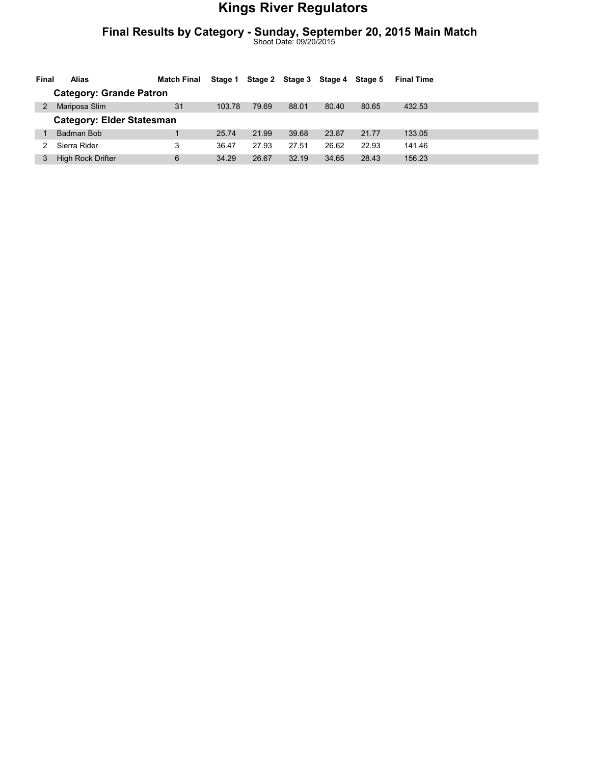# Kings River Regulators

## Final Results by Category - Sunday, September 20, 2015 Main Match

Shoot Date: 09/20/2015

| Final | Alias | Match Final | Stage 1 | Stage 2 | Stage 3 | Stage 4 | Stage 5 | Final Time |
|---|---|---|---|---|---|---|---|---|
| | **Category: Grande Patron** | | | | | | | |
| 2 | Mariposa Slim | 31 | 103.78 | 79.69 | 88.01 | 80.40 | 80.65 | 432.53 |
| | **Category: Elder Statesman** | | | | | | | |
| 1 | Badman Bob | 1 | 25.74 | 21.99 | 39.68 | 23.87 | 21.77 | 133.05 |
| 2 | Sierra Rider | 3 | 36.47 | 27.93 | 27.51 | 26.62 | 22.93 | 141.46 |
| 3 | High Rock Drifter | 6 | 34.29 | 26.67 | 32.19 | 34.65 | 28.43 | 156.23 |